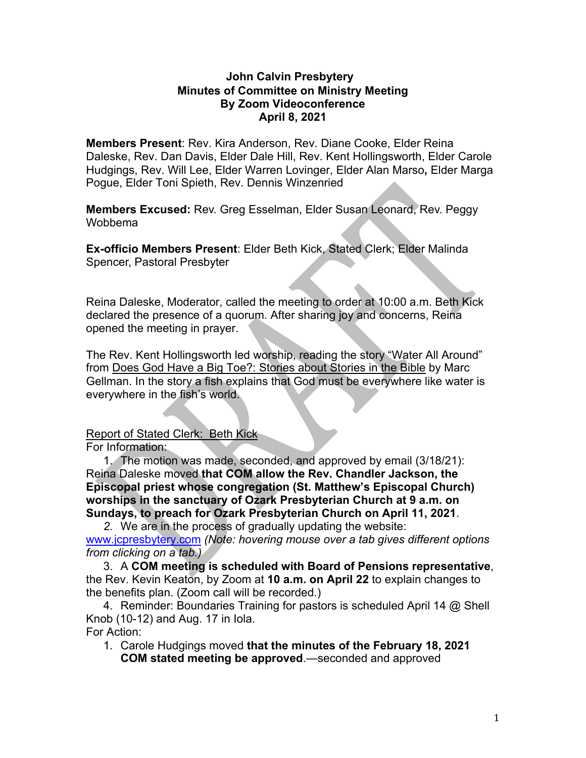**John Calvin Presbytery**
**Minutes of Committee on Ministry Meeting**
**By Zoom Videoconference**
**April 8, 2021**

**Members Present**: Rev. Kira Anderson, Rev. Diane Cooke, Elder Reina Daleske, Rev. Dan Davis, Elder Dale Hill, Rev. Kent Hollingsworth, Elder Carole Hudgings, Rev. Will Lee, Elder Warren Lovinger, Elder Alan Marso**,** Elder Marga Pogue, Elder Toni Spieth, Rev. Dennis Winzenried

**Members Excused:** Rev. Greg Esselman, Elder Susan Leonard, Rev. Peggy Wobbema

**Ex-officio Members Present**: Elder Beth Kick, Stated Clerk; Elder Malinda Spencer, Pastoral Presbyter

Reina Daleske, Moderator, called the meeting to order at 10:00 a.m. Beth Kick declared the presence of a quorum. After sharing joy and concerns, Reina opened the meeting in prayer.

The Rev. Kent Hollingsworth led worship, reading the story "Water All Around" from Does God Have a Big Toe?: Stories about Stories in the Bible by Marc Gellman. In the story a fish explains that God must be everywhere like water is everywhere in the fish's world.

Report of Stated Clerk: Beth Kick

For Information:

1. The motion was made, seconded, and approved by email (3/18/21): Reina Daleske moved **that COM allow the Rev. Chandler Jackson, the Episcopal priest whose congregation (St. Matthew's Episcopal Church) worships in the sanctuary of Ozark Presbyterian Church at 9 a.m. on Sundays, to preach for Ozark Presbyterian Church on April 11, 2021**.
2. We are in the process of gradually updating the website: www.jcpresbytery.com *(Note: hovering mouse over a tab gives different options from clicking on a tab.)*
3. A **COM meeting is scheduled with Board of Pensions representative**, the Rev. Kevin Keaton, by Zoom at **10 a.m. on April 22** to explain changes to the benefits plan. (Zoom call will be recorded.)
4. Reminder: Boundaries Training for pastors is scheduled April 14 @ Shell Knob (10-12) and Aug. 17 in Iola.

For Action:

1. Carole Hudgings moved **that the minutes of the February 18, 2021 COM stated meeting be approved**.—seconded and approved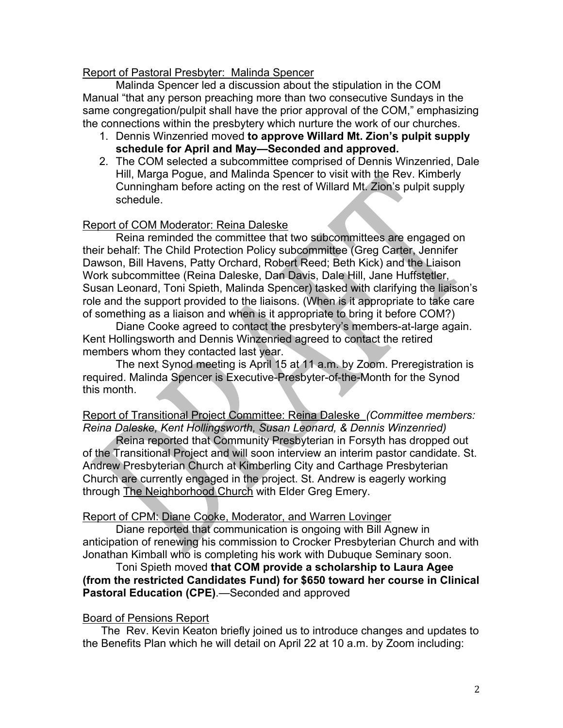Report of Pastoral Presbyter: Malinda Spencer

Malinda Spencer led a discussion about the stipulation in the COM Manual "that any person preaching more than two consecutive Sundays in the same congregation/pulpit shall have the prior approval of the COM," emphasizing the connections within the presbytery which nurture the work of our churches.

1. Dennis Winzenried moved **to approve Willard Mt. Zion's pulpit supply schedule for April and May—Seconded and approved.**
2. The COM selected a subcommittee comprised of Dennis Winzenried, Dale Hill, Marga Pogue, and Malinda Spencer to visit with the Rev. Kimberly Cunningham before acting on the rest of Willard Mt. Zion's pulpit supply schedule.

Report of COM Moderator: Reina Daleske

Reina reminded the committee that two subcommittees are engaged on their behalf: The Child Protection Policy subcommittee (Greg Carter, Jennifer Dawson, Bill Havens, Patty Orchard, Robert Reed; Beth Kick) and the Liaison Work subcommittee (Reina Daleske, Dan Davis, Dale Hill, Jane Huffstetler, Susan Leonard, Toni Spieth, Malinda Spencer) tasked with clarifying the liaison's role and the support provided to the liaisons. (When is it appropriate to take care of something as a liaison and when is it appropriate to bring it before COM?)

Diane Cooke agreed to contact the presbytery's members-at-large again. Kent Hollingsworth and Dennis Winzenried agreed to contact the retired members whom they contacted last year.

The next Synod meeting is April 15 at 11 a.m. by Zoom. Preregistration is required. Malinda Spencer is Executive-Presbyter-of-the-Month for the Synod this month.

Report of Transitional Project Committee: Reina Daleske *(Committee members: Reina Daleske, Kent Hollingsworth, Susan Leonard, & Dennis Winzenried)*

Reina reported that Community Presbyterian in Forsyth has dropped out of the Transitional Project and will soon interview an interim pastor candidate. St. Andrew Presbyterian Church at Kimberling City and Carthage Presbyterian Church are currently engaged in the project. St. Andrew is eagerly working through The Neighborhood Church with Elder Greg Emery.

Report of CPM: Diane Cooke, Moderator, and Warren Lovinger

Diane reported that communication is ongoing with Bill Agnew in anticipation of renewing his commission to Crocker Presbyterian Church and with Jonathan Kimball who is completing his work with Dubuque Seminary soon.

Toni Spieth moved **that COM provide a scholarship to Laura Agee (from the restricted Candidates Fund) for $650 toward her course in Clinical Pastoral Education (CPE)**.—Seconded and approved

Board of Pensions Report

The Rev. Kevin Keaton briefly joined us to introduce changes and updates to the Benefits Plan which he will detail on April 22 at 10 a.m. by Zoom including: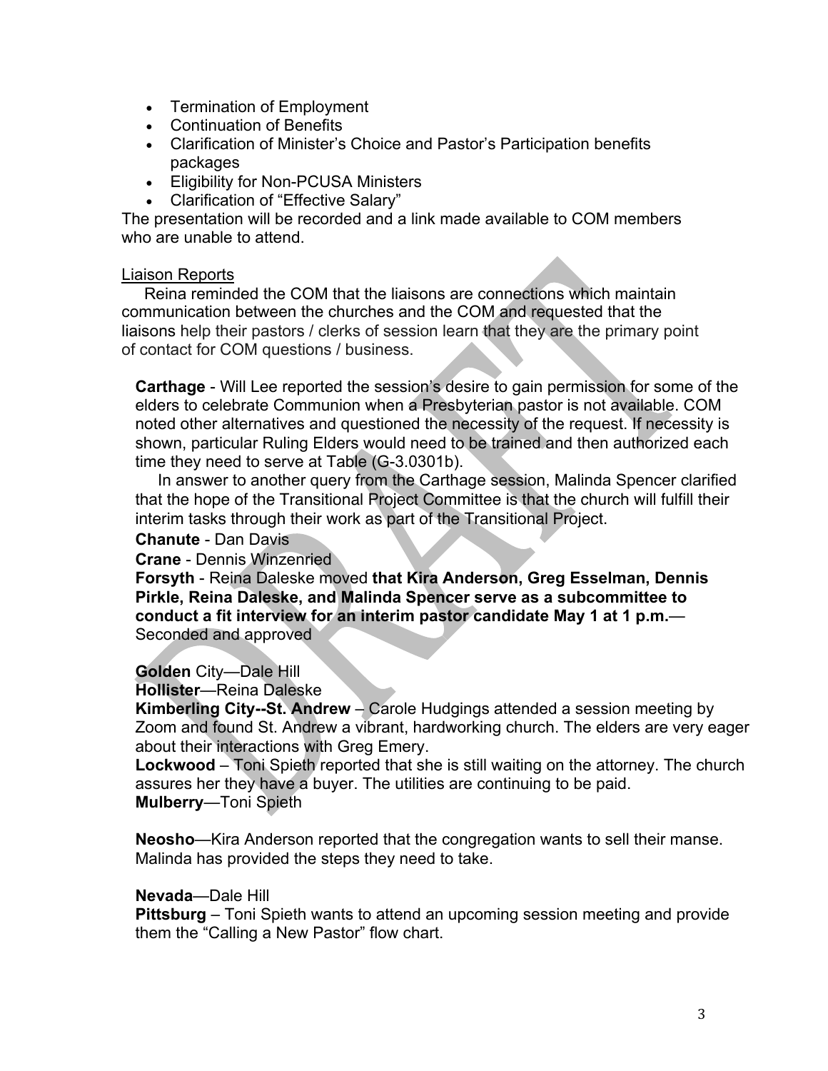- Termination of Employment
- Continuation of Benefits
- Clarification of Minister's Choice and Pastor's Participation benefits packages
- Eligibility for Non-PCUSA Ministers
- Clarification of "Effective Salary"

The presentation will be recorded and a link made available to COM members who are unable to attend.

Liaison Reports

Reina reminded the COM that the liaisons are connections which maintain communication between the churches and the COM and requested that the liaisons help their pastors / clerks of session learn that they are the primary point of contact for COM questions / business.

**Carthage** - Will Lee reported the session's desire to gain permission for some of the elders to celebrate Communion when a Presbyterian pastor is not available. COM noted other alternatives and questioned the necessity of the request. If necessity is shown, particular Ruling Elders would need to be trained and then authorized each time they need to serve at Table (G-3.0301b).

In answer to another query from the Carthage session, Malinda Spencer clarified that the hope of the Transitional Project Committee is that the church will fulfill their interim tasks through their work as part of the Transitional Project.

**Chanute** - Dan Davis

**Crane** - Dennis Winzenried

**Forsyth** - Reina Daleske moved **that Kira Anderson, Greg Esselman, Dennis Pirkle, Reina Daleske, and Malinda Spencer serve as a subcommittee to conduct a fit interview for an interim pastor candidate May 1 at 1 p.m.**—Seconded and approved

**Golden** City—Dale Hill

**Hollister**—Reina Daleske

**Kimberling City--St. Andrew** – Carole Hudgings attended a session meeting by Zoom and found St. Andrew a vibrant, hardworking church. The elders are very eager about their interactions with Greg Emery.

**Lockwood** – Toni Spieth reported that she is still waiting on the attorney. The church assures her they have a buyer. The utilities are continuing to be paid.

**Mulberry**—Toni Spieth

**Neosho**—Kira Anderson reported that the congregation wants to sell their manse. Malinda has provided the steps they need to take.

**Nevada**—Dale Hill

**Pittsburg** – Toni Spieth wants to attend an upcoming session meeting and provide them the "Calling a New Pastor" flow chart.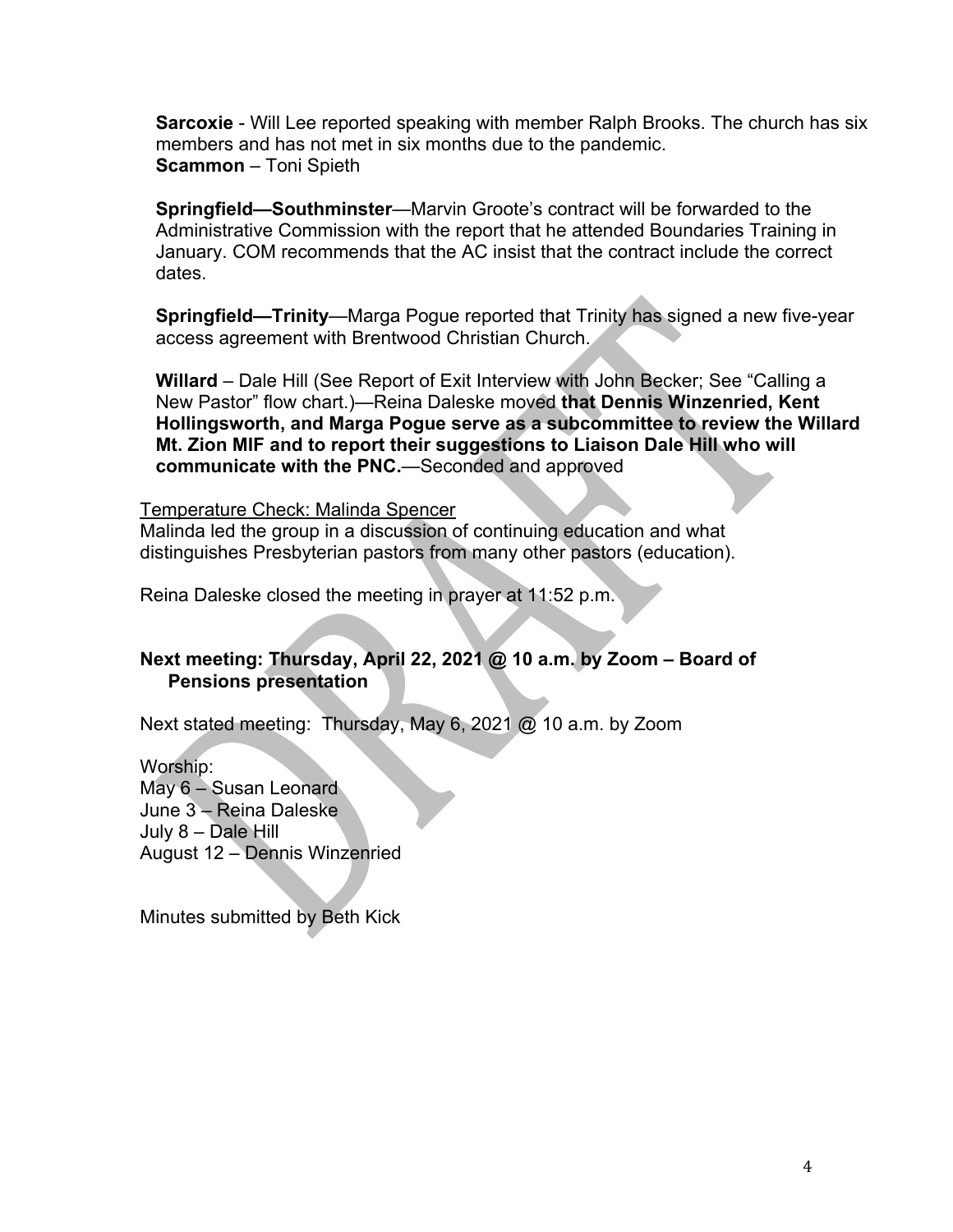**Sarcoxie** - Will Lee reported speaking with member Ralph Brooks. The church has six members and has not met in six months due to the pandemic.
**Scammon** – Toni Spieth

**Springfield—Southminster**—Marvin Groote's contract will be forwarded to the Administrative Commission with the report that he attended Boundaries Training in January. COM recommends that the AC insist that the contract include the correct dates.

**Springfield—Trinity**—Marga Pogue reported that Trinity has signed a new five-year access agreement with Brentwood Christian Church.

**Willard** – Dale Hill (See Report of Exit Interview with John Becker; See "Calling a New Pastor" flow chart.)—Reina Daleske moved **that Dennis Winzenried, Kent Hollingsworth, and Marga Pogue serve as a subcommittee to review the Willard Mt. Zion MIF and to report their suggestions to Liaison Dale Hill who will communicate with the PNC.**—Seconded and approved

<u>Temperature Check: Malinda Spencer</u>
Malinda led the group in a discussion of continuing education and what distinguishes Presbyterian pastors from many other pastors (education).

Reina Daleske closed the meeting in prayer at 11:52 p.m.

**Next meeting: Thursday, April 22, 2021 @ 10 a.m. by Zoom – Board of Pensions presentation**

Next stated meeting: Thursday, May 6, 2021 @ 10 a.m. by Zoom

Worship:
May 6 – Susan Leonard
June 3 – Reina Daleske
July 8 – Dale Hill
August 12 – Dennis Winzenried

Minutes submitted by Beth Kick